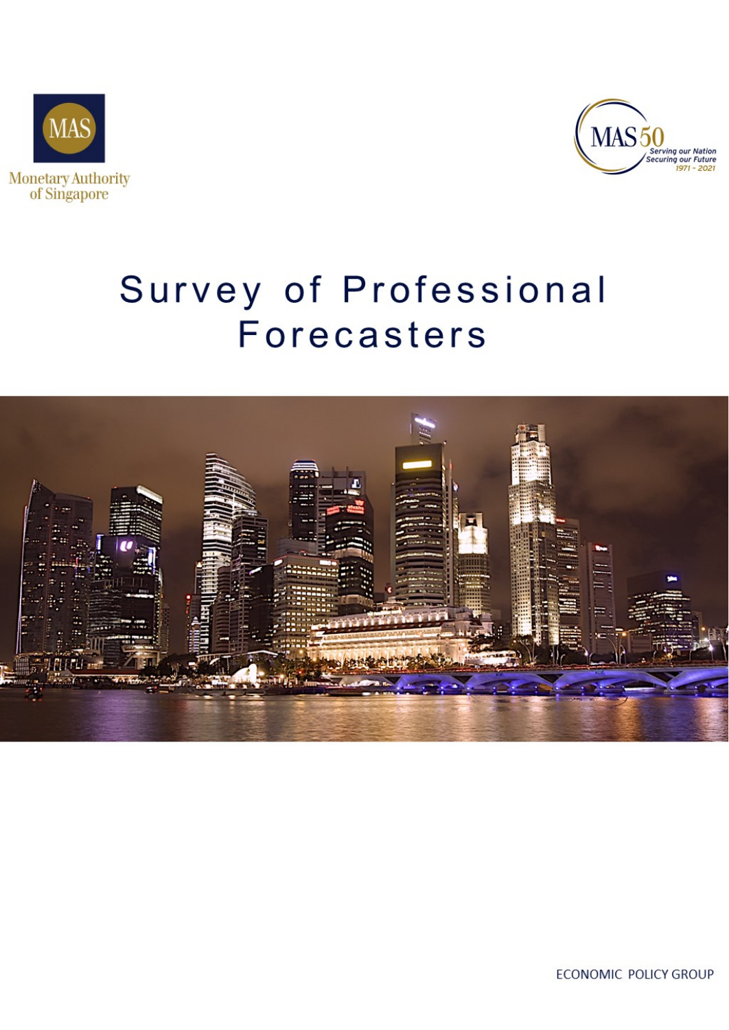MAS

Monetary Authority of Singapore

MAS 50 Serving our Nation Securing our Future 1971 - 2021

# Survey of Professional Forecasters

ECONOMIC POLICY GROUP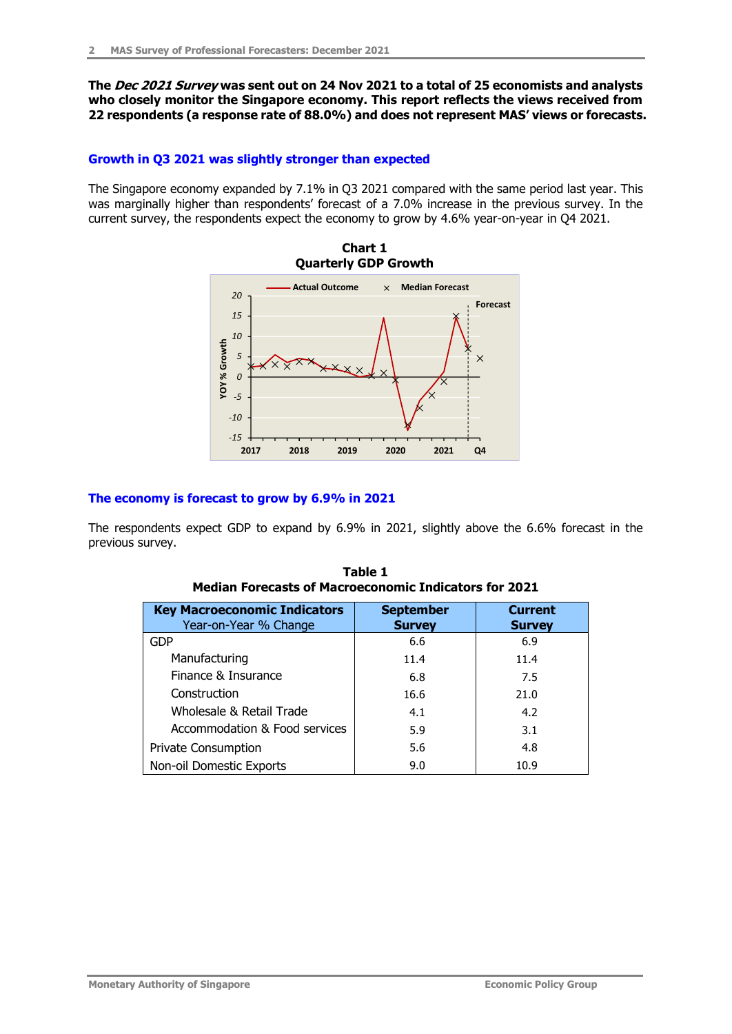**The *Dec 2021 Survey* was sent out on 24 Nov 2021 to a total of 25 economists and analysts who closely monitor the Singapore economy. This report reflects the views received from 22 respondents (a response rate of 88.0%) and does not represent MAS' views or forecasts.**

## Growth in Q3 2021 was slightly stronger than expected

The Singapore economy expanded by 7.1% in Q3 2021 compared with the same period last year. This was marginally higher than respondents' forecast of a 7.0% increase in the previous survey. In the current survey, the respondents expect the economy to grow by 4.6% year-on-year in Q4 2021.

**Chart 1**
**Quarterly GDP Growth**

Actual Outcome
Median Forecast
Forecast
YOY % Growth
20
15
10
5
0
-5
-10
-15
2017
2018
2019
2020
2021
Q4

## The economy is forecast to grow by 6.9% in 2021

The respondents expect GDP to expand by 6.9% in 2021, slightly above the 6.6% forecast in the previous survey.

**Table 1**
**Median Forecasts of Macroeconomic Indicators for 2021**

| **Key Macroeconomic Indicators** Year-on-Year % Change | **September Survey** | **Current Survey** |
|---|---|---|
| GDP | 6.6 | 6.9 |
| Manufacturing | 11.4 | 11.4 |
| Finance & Insurance | 6.8 | 7.5 |
| Construction | 16.6 | 21.0 |
| Wholesale & Retail Trade | 4.1 | 4.2 |
| Accommodation & Food services | 5.9 | 3.1 |
| Private Consumption | 5.6 | 4.8 |
| Non-oil Domestic Exports | 9.0 | 10.9 |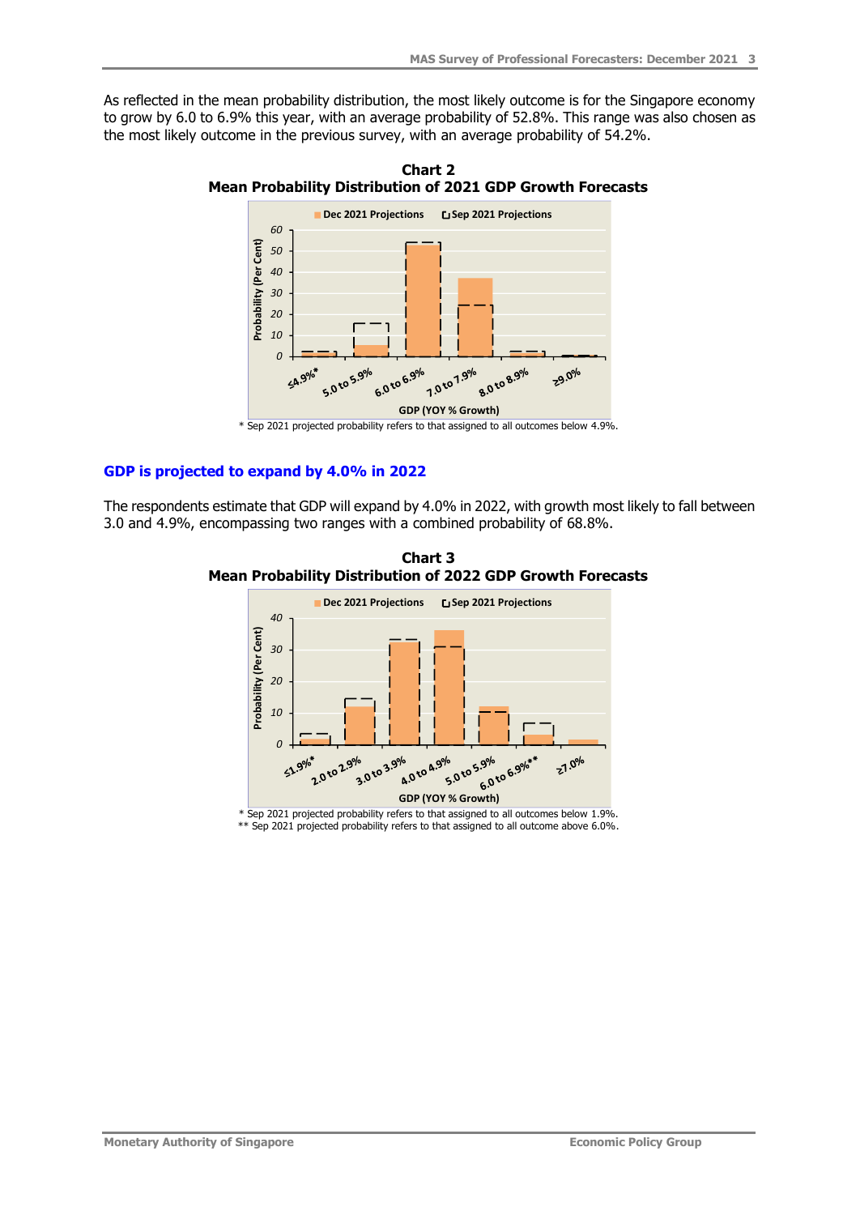As reflected in the mean probability distribution, the most likely outcome is for the Singapore economy to grow by 6.0 to 6.9% this year, with an average probability of 52.8%. This range was also chosen as the most likely outcome in the previous survey, with an average probability of 54.2%.

**Chart 2**
**Mean Probability Distribution of 2021 GDP Growth Forecasts**

Dec 2021 Projections
Sep 2021 Projections

Probability (Per Cent)
60
50
40
30
20
10
0

≤4.9%*
5.0 to 5.9%
6.0 to 6.9%
7.0 to 7.9%
8.0 to 8.9%
≥9.0%

GDP (YOY % Growth)

\* Sep 2021 projected probability refers to that assigned to all outcomes below 4.9%.

## GDP is projected to expand by 4.0% in 2022

The respondents estimate that GDP will expand by 4.0% in 2022, with growth most likely to fall between 3.0 and 4.9%, encompassing two ranges with a combined probability of 68.8%.

**Chart 3**
**Mean Probability Distribution of 2022 GDP Growth Forecasts**

Dec 2021 Projections
Sep 2021 Projections

Probability (Per Cent)
40
30
20
10
0

≤1.9%*
2.0 to 2.9%
3.0 to 3.9%
4.0 to 4.9%
5.0 to 5.9%
6.0 to 6.9%**
≥7.0%

GDP (YOY % Growth)

\* Sep 2021 projected probability refers to that assigned to all outcomes below 1.9%.
\*\* Sep 2021 projected probability refers to that assigned to all outcome above 6.0%.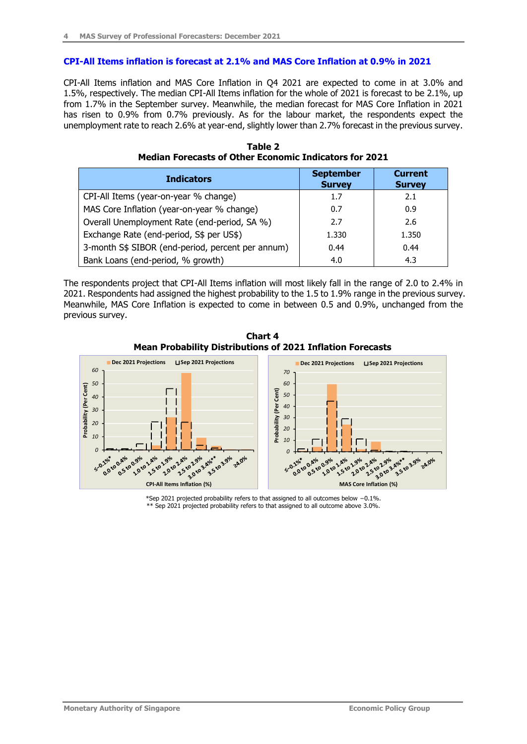## CPI-All Items inflation is forecast at 2.1% and MAS Core Inflation at 0.9% in 2021

CPI-All Items inflation and MAS Core Inflation in Q4 2021 are expected to come in at 3.0% and 1.5%, respectively. The median CPI-All Items inflation for the whole of 2021 is forecast to be 2.1%, up from 1.7% in the September survey. Meanwhile, the median forecast for MAS Core Inflation in 2021 has risen to 0.9% from 0.7% previously. As for the labour market, the respondents expect the unemployment rate to reach 2.6% at year-end, slightly lower than 2.7% forecast in the previous survey.

**Table 2**
**Median Forecasts of Other Economic Indicators for 2021**

| Indicators | September Survey | Current Survey |
|---|---|---|
| CPI-All Items (year-on-year % change) | 1.7 | 2.1 |
| MAS Core Inflation (year-on-year % change) | 0.7 | 0.9 |
| Overall Unemployment Rate (end-period, SA %) | 2.7 | 2.6 |
| Exchange Rate (end-period, S$ per US$) | 1.330 | 1.350 |
| 3-month S$ SIBOR (end-period, percent per annum) | 0.44 | 0.44 |
| Bank Loans (end-period, % growth) | 4.0 | 4.3 |

The respondents project that CPI-All Items inflation will most likely fall in the range of 2.0 to 2.4% in 2021. Respondents had assigned the highest probability to the 1.5 to 1.9% range in the previous survey. Meanwhile, MAS Core Inflation is expected to come in between 0.5 and 0.9%, unchanged from the previous survey.

**Chart 4**
**Mean Probability Distributions of 2021 Inflation Forecasts**

Dec 2021 Projections
Sep 2021 Projections
Probability (Per Cent)
60, 50, 40, 30, 20, 10, 0
≤-0.1%*, 0.0 to 0.4%, 0.5 to 0.9%, 1.0 to 1.4%, 1.5 to 1.9%, 2.0 to 2.4%, 2.5 to 2.9%, 3.0 to 3.4%**, 3.5 to 3.9%, ≥4.0%
CPI-All Items Inflation (%)

Dec 2021 Projections
Sep 2021 Projections
Probability (Per Cent)
70, 60, 50, 40, 30, 20, 10, 0
≤-0.1%*, 0.0 to 0.4%, 0.5 to 0.9%, 1.0 to 1.4%, 1.5 to 1.9%, 2.0 to 2.4%, 2.5 to 2.9%, 3.0 to 3.4%**, 3.5 to 3.9%, ≥4.0%
MAS Core Inflation (%)

*Sep 2021 projected probability refers to that assigned to all outcomes below −0.1%.
** Sep 2021 projected probability refers to that assigned to all outcome above 3.0%.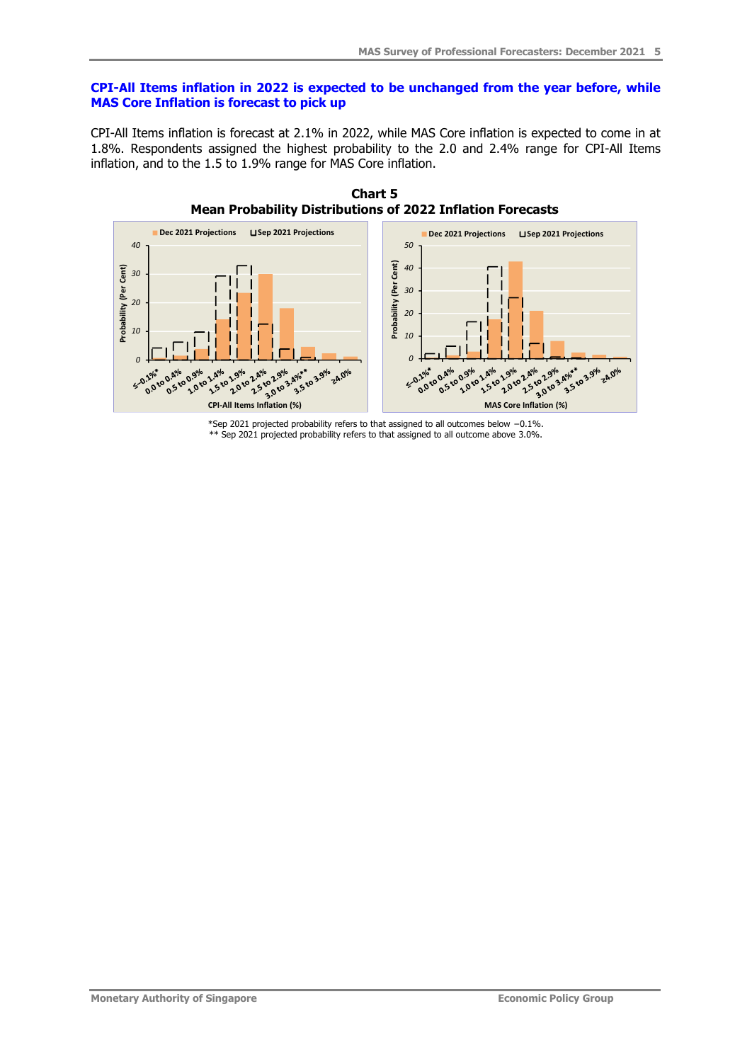### CPI-All Items inflation in 2022 is expected to be unchanged from the year before, while MAS Core Inflation is forecast to pick up

CPI-All Items inflation is forecast at 2.1% in 2022, while MAS Core inflation is expected to come in at 1.8%. Respondents assigned the highest probability to the 2.0 and 2.4% range for CPI-All Items inflation, and to the 1.5 to 1.9% range for MAS Core inflation.

**Chart 5**
**Mean Probability Distributions of 2022 Inflation Forecasts**

Dec 2021 Projections
Sep 2021 Projections
Probability (Per Cent)
0
10
20
30
40
≤-0.1%*
0.0 to 0.4%
0.5 to 0.9%
1.0 to 1.4%
1.5 to 1.9%
2.0 to 2.4%
2.5 to 2.9%
3.0 to 3.4%**
3.5 to 3.9%
≥4.0%
CPI-All Items Inflation (%)

Dec 2021 Projections
Sep 2021 Projections
Probability (Per Cent)
0
10
20
30
40
50
≤-0.1%*
0.0 to 0.4%
0.5 to 0.9%
1.0 to 1.4%
1.5 to 1.9%
2.0 to 2.4%
2.5 to 2.9%
3.0 to 3.4%**
3.5 to 3.9%
≥4.0%
MAS Core Inflation (%)

*Sep 2021 projected probability refers to that assigned to all outcomes below −0.1%.
** Sep 2021 projected probability refers to that assigned to all outcome above 3.0%.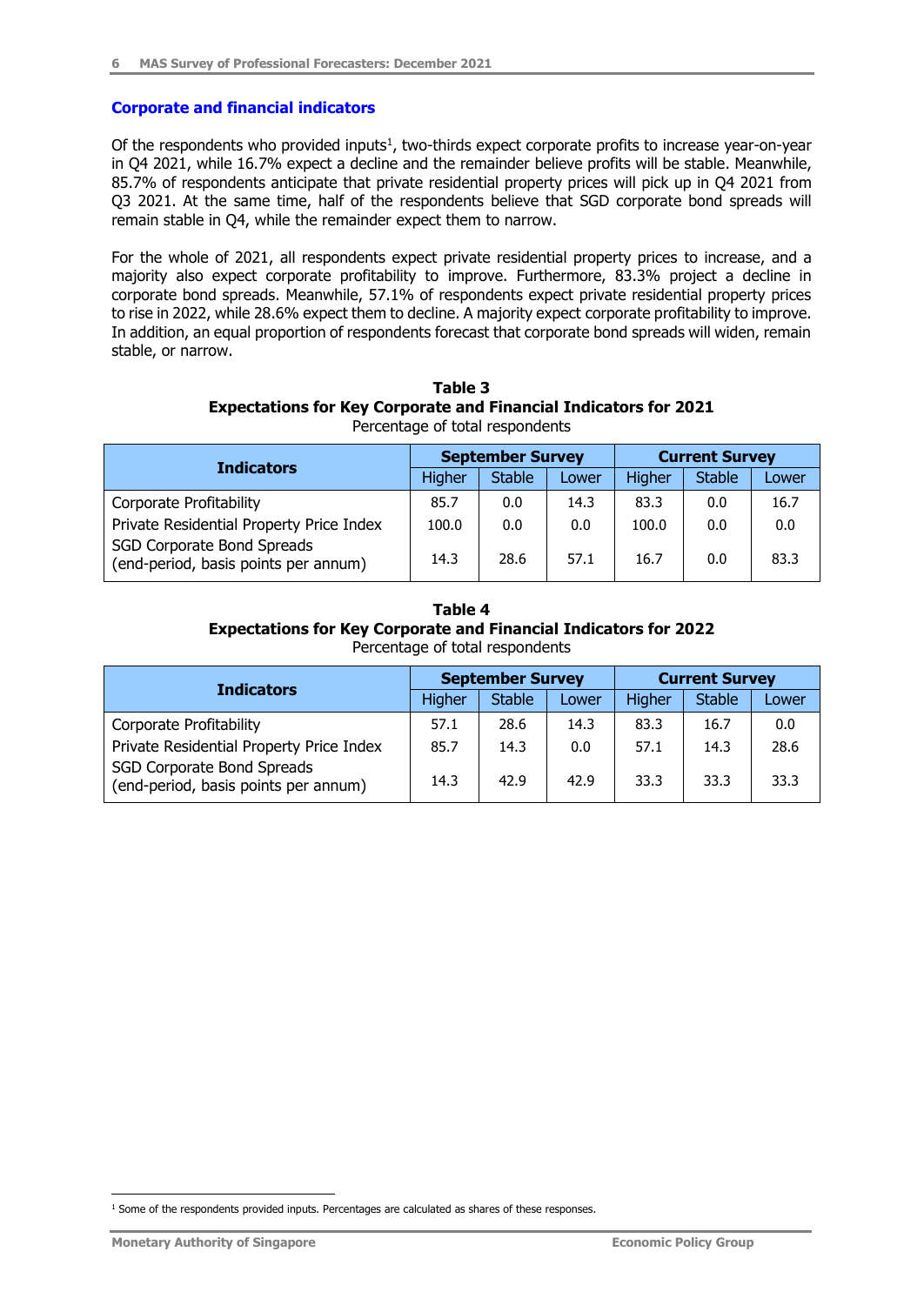## Corporate and financial indicators

Of the respondents who provided inputs[1], two-thirds expect corporate profits to increase year-on-year in Q4 2021, while 16.7% expect a decline and the remainder believe profits will be stable. Meanwhile, 85.7% of respondents anticipate that private residential property prices will pick up in Q4 2021 from Q3 2021. At the same time, half of the respondents believe that SGD corporate bond spreads will remain stable in Q4, while the remainder expect them to narrow.

For the whole of 2021, all respondents expect private residential property prices to increase, and a majority also expect corporate profitability to improve. Furthermore, 83.3% project a decline in corporate bond spreads. Meanwhile, 57.1% of respondents expect private residential property prices to rise in 2022, while 28.6% expect them to decline. A majority expect corporate profitability to improve. In addition, an equal proportion of respondents forecast that corporate bond spreads will widen, remain stable, or narrow.

**Table 3**
**Expectations for Key Corporate and Financial Indicators for 2021**
Percentage of total respondents

| Indicators | September Survey | | | Current Survey | | |
|---|---|---|---|---|---|---|
| | Higher | Stable | Lower | Higher | Stable | Lower |
| Corporate Profitability | 85.7 | 0.0 | 14.3 | 83.3 | 0.0 | 16.7 |
| Private Residential Property Price Index | 100.0 | 0.0 | 0.0 | 100.0 | 0.0 | 0.0 |
| SGD Corporate Bond Spreads (end-period, basis points per annum) | 14.3 | 28.6 | 57.1 | 16.7 | 0.0 | 83.3 |

**Table 4**
**Expectations for Key Corporate and Financial Indicators for 2022**
Percentage of total respondents

| Indicators | September Survey | | | Current Survey | | |
|---|---|---|---|---|---|---|
| | Higher | Stable | Lower | Higher | Stable | Lower |
| Corporate Profitability | 57.1 | 28.6 | 14.3 | 83.3 | 16.7 | 0.0 |
| Private Residential Property Price Index | 85.7 | 14.3 | 0.0 | 57.1 | 14.3 | 28.6 |
| SGD Corporate Bond Spreads (end-period, basis points per annum) | 14.3 | 42.9 | 42.9 | 33.3 | 33.3 | 33.3 |

[1] Some of the respondents provided inputs. Percentages are calculated as shares of these responses.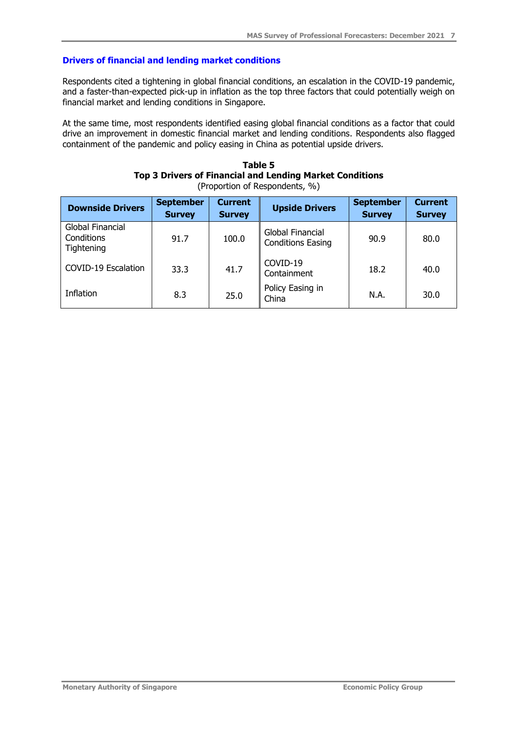## Drivers of financial and lending market conditions

Respondents cited a tightening in global financial conditions, an escalation in the COVID-19 pandemic, and a faster-than-expected pick-up in inflation as the top three factors that could potentially weigh on financial market and lending conditions in Singapore.

At the same time, most respondents identified easing global financial conditions as a factor that could drive an improvement in domestic financial market and lending conditions. Respondents also flagged containment of the pandemic and policy easing in China as potential upside drivers.

**Table 5**
**Top 3 Drivers of Financial and Lending Market Conditions**
(Proportion of Respondents, %)

| Downside Drivers | September Survey | Current Survey | Upside Drivers | September Survey | Current Survey |
|---|---|---|---|---|---|
| Global Financial Conditions Tightening | 91.7 | 100.0 | Global Financial Conditions Easing | 90.9 | 80.0 |
| COVID-19 Escalation | 33.3 | 41.7 | COVID-19 Containment | 18.2 | 40.0 |
| Inflation | 8.3 | 25.0 | Policy Easing in China | N.A. | 30.0 |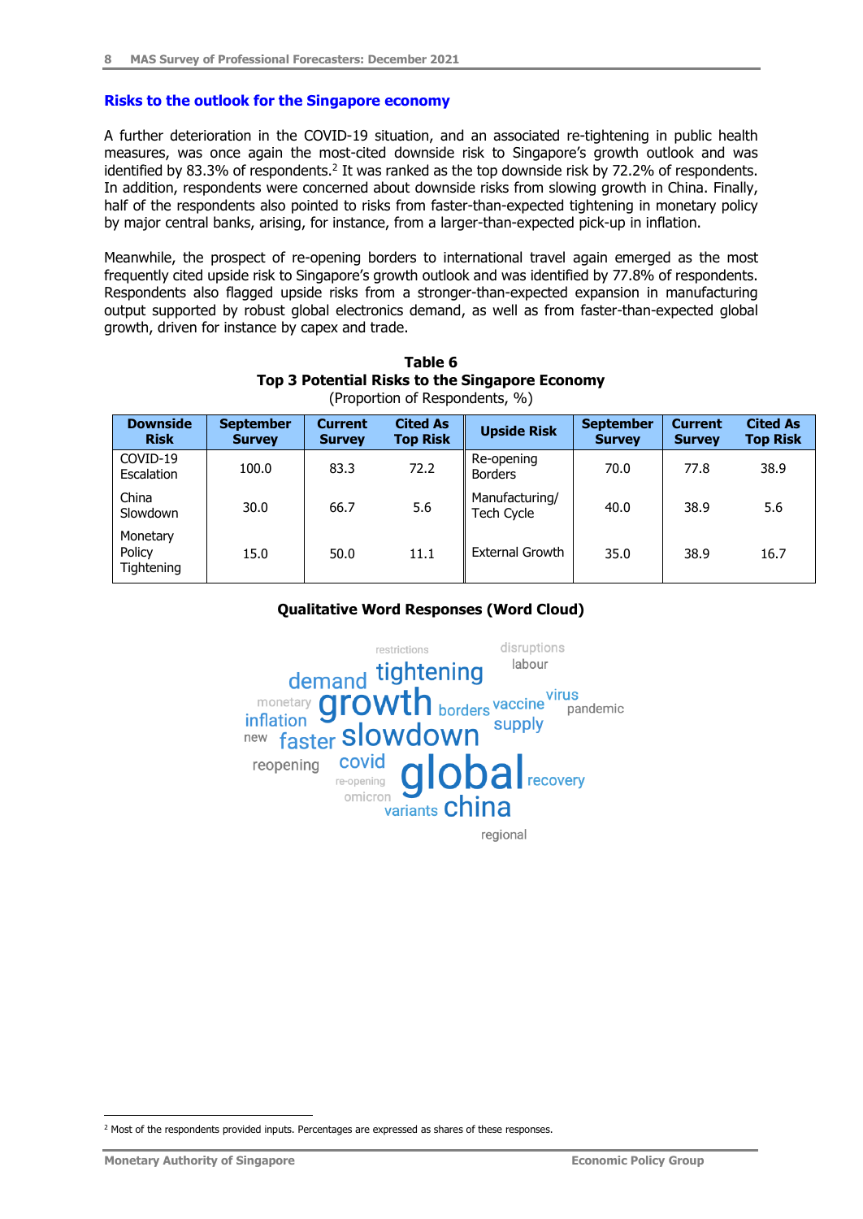## Risks to the outlook for the Singapore economy

A further deterioration in the COVID-19 situation, and an associated re-tightening in public health measures, was once again the most-cited downside risk to Singapore's growth outlook and was identified by 83.3% of respondents.[2] It was ranked as the top downside risk by 72.2% of respondents. In addition, respondents were concerned about downside risks from slowing growth in China. Finally, half of the respondents also pointed to risks from faster-than-expected tightening in monetary policy by major central banks, arising, for instance, from a larger-than-expected pick-up in inflation.

Meanwhile, the prospect of re-opening borders to international travel again emerged as the most frequently cited upside risk to Singapore's growth outlook and was identified by 77.8% of respondents. Respondents also flagged upside risks from a stronger-than-expected expansion in manufacturing output supported by robust global electronics demand, as well as from faster-than-expected global growth, driven for instance by capex and trade.

**Table 6**
**Top 3 Potential Risks to the Singapore Economy**
(Proportion of Respondents, %)

| Downside Risk | September Survey | Current Survey | Cited As Top Risk | Upside Risk | September Survey | Current Survey | Cited As Top Risk |
|---|---|---|---|---|---|---|---|
| COVID-19 Escalation | 100.0 | 83.3 | 72.2 | Re-opening Borders | 70.0 | 77.8 | 38.9 |
| China Slowdown | 30.0 | 66.7 | 5.6 | Manufacturing/ Tech Cycle | 40.0 | 38.9 | 5.6 |
| Monetary Policy Tightening | 15.0 | 50.0 | 11.1 | External Growth | 35.0 | 38.9 | 16.7 |

**Qualitative Word Responses (Word Cloud)**

restrictions disruptions labour demand tightening monetary growth borders vaccine virus pandemic inflation supply new faster slowdown reopening covid global recovery re-opening omicron variants china regional

[2] Most of the respondents provided inputs. Percentages are expressed as shares of these responses.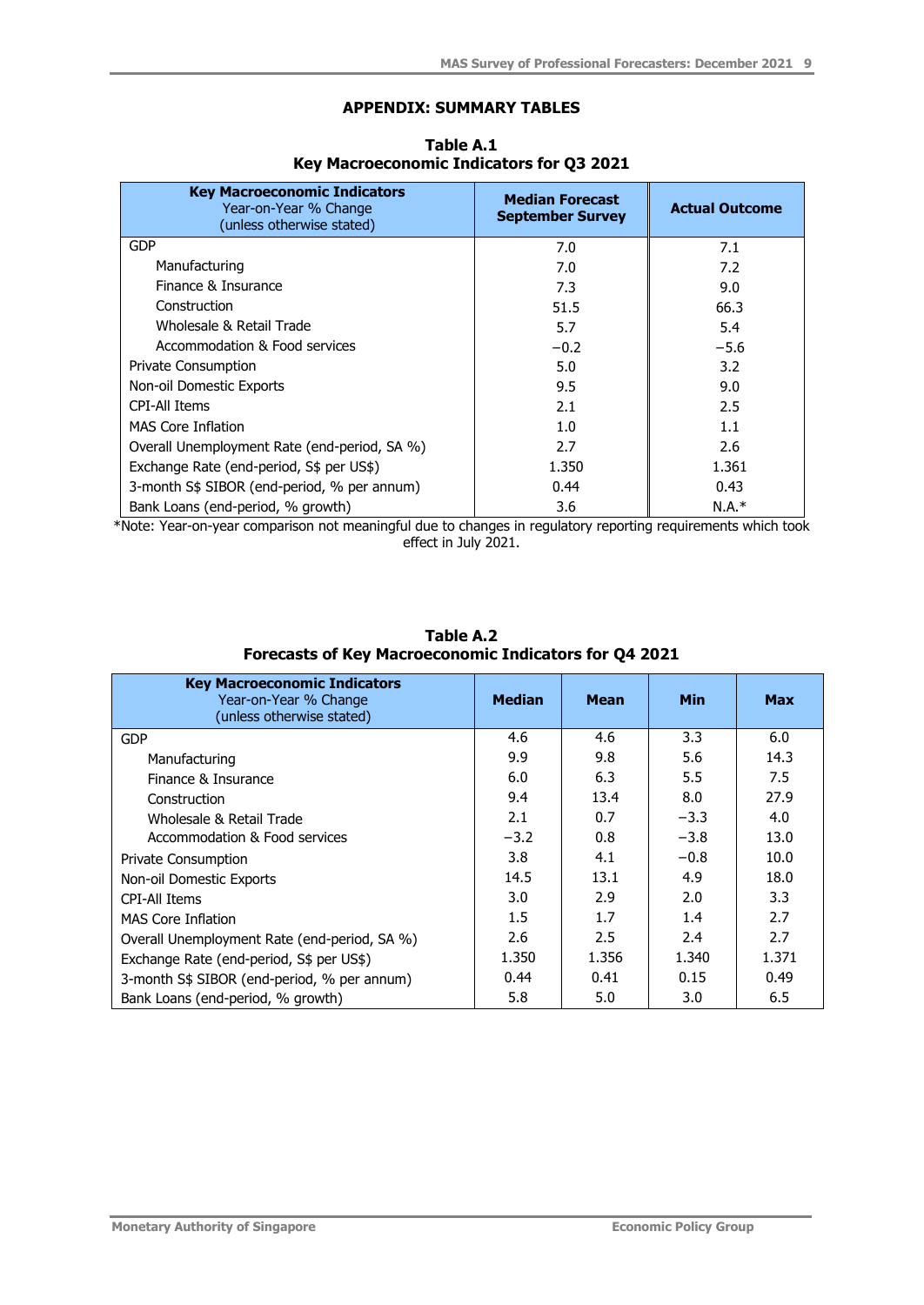## APPENDIX: SUMMARY TABLES

**Table A.1**
**Key Macroeconomic Indicators for Q3 2021**

| **Key Macroeconomic Indicators** Year-on-Year % Change (unless otherwise stated) | **Median Forecast September Survey** | **Actual Outcome** |
|---|---|---|
| GDP | 7.0 | 7.1 |
| Manufacturing | 7.0 | 7.2 |
| Finance & Insurance | 7.3 | 9.0 |
| Construction | 51.5 | 66.3 |
| Wholesale & Retail Trade | 5.7 | 5.4 |
| Accommodation & Food services | −0.2 | −5.6 |
| Private Consumption | 5.0 | 3.2 |
| Non-oil Domestic Exports | 9.5 | 9.0 |
| CPI-All Items | 2.1 | 2.5 |
| MAS Core Inflation | 1.0 | 1.1 |
| Overall Unemployment Rate (end-period, SA %) | 2.7 | 2.6 |
| Exchange Rate (end-period, S$ per US$) | 1.350 | 1.361 |
| 3-month S$ SIBOR (end-period, % per annum) | 0.44 | 0.43 |
| Bank Loans (end-period, % growth) | 3.6 | N.A.* |

*Note: Year-on-year comparison not meaningful due to changes in regulatory reporting requirements which took effect in July 2021.

**Table A.2**
**Forecasts of Key Macroeconomic Indicators for Q4 2021**

| **Key Macroeconomic Indicators** Year-on-Year % Change (unless otherwise stated) | **Median** | **Mean** | **Min** | **Max** |
|---|---|---|---|---|
| GDP | 4.6 | 4.6 | 3.3 | 6.0 |
| Manufacturing | 9.9 | 9.8 | 5.6 | 14.3 |
| Finance & Insurance | 6.0 | 6.3 | 5.5 | 7.5 |
| Construction | 9.4 | 13.4 | 8.0 | 27.9 |
| Wholesale & Retail Trade | 2.1 | 0.7 | −3.3 | 4.0 |
| Accommodation & Food services | −3.2 | 0.8 | −3.8 | 13.0 |
| Private Consumption | 3.8 | 4.1 | −0.8 | 10.0 |
| Non-oil Domestic Exports | 14.5 | 13.1 | 4.9 | 18.0 |
| CPI-All Items | 3.0 | 2.9 | 2.0 | 3.3 |
| MAS Core Inflation | 1.5 | 1.7 | 1.4 | 2.7 |
| Overall Unemployment Rate (end-period, SA %) | 2.6 | 2.5 | 2.4 | 2.7 |
| Exchange Rate (end-period, S$ per US$) | 1.350 | 1.356 | 1.340 | 1.371 |
| 3-month S$ SIBOR (end-period, % per annum) | 0.44 | 0.41 | 0.15 | 0.49 |
| Bank Loans (end-period, % growth) | 5.8 | 5.0 | 3.0 | 6.5 |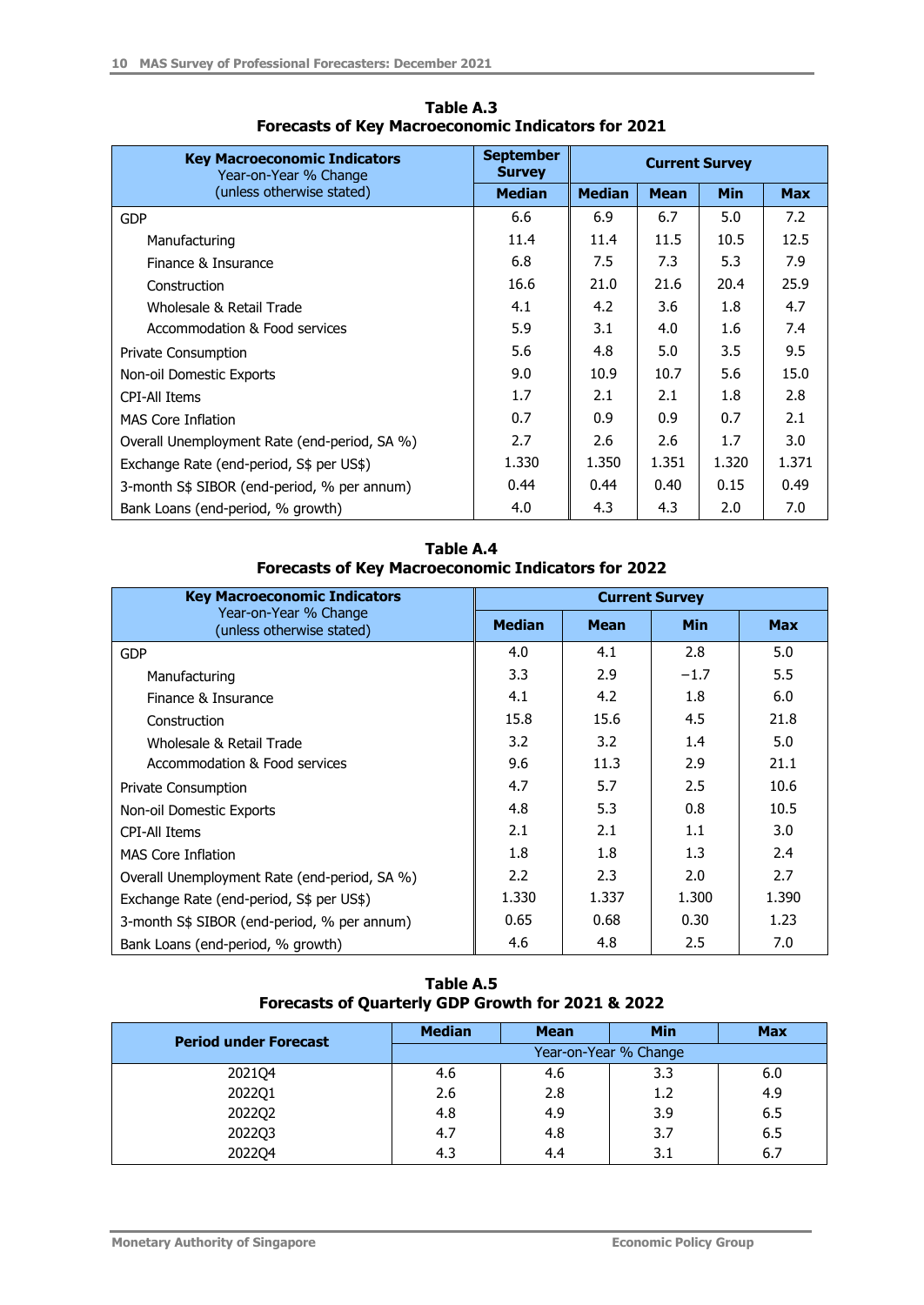**Table A.3**
**Forecasts of Key Macroeconomic Indicators for 2021**

| Key Macroeconomic Indicators Year-on-Year % Change (unless otherwise stated) | September Survey | Current Survey | | | |
|---|---|---|---|---|---|
| | Median | Median | Mean | Min | Max |
| GDP | 6.6 | 6.9 | 6.7 | 5.0 | 7.2 |
| Manufacturing | 11.4 | 11.4 | 11.5 | 10.5 | 12.5 |
| Finance & Insurance | 6.8 | 7.5 | 7.3 | 5.3 | 7.9 |
| Construction | 16.6 | 21.0 | 21.6 | 20.4 | 25.9 |
| Wholesale & Retail Trade | 4.1 | 4.2 | 3.6 | 1.8 | 4.7 |
| Accommodation & Food services | 5.9 | 3.1 | 4.0 | 1.6 | 7.4 |
| Private Consumption | 5.6 | 4.8 | 5.0 | 3.5 | 9.5 |
| Non-oil Domestic Exports | 9.0 | 10.9 | 10.7 | 5.6 | 15.0 |
| CPI-All Items | 1.7 | 2.1 | 2.1 | 1.8 | 2.8 |
| MAS Core Inflation | 0.7 | 0.9 | 0.9 | 0.7 | 2.1 |
| Overall Unemployment Rate (end-period, SA %) | 2.7 | 2.6 | 2.6 | 1.7 | 3.0 |
| Exchange Rate (end-period, S$ per US$) | 1.330 | 1.350 | 1.351 | 1.320 | 1.371 |
| 3-month S$ SIBOR (end-period, % per annum) | 0.44 | 0.44 | 0.40 | 0.15 | 0.49 |
| Bank Loans (end-period, % growth) | 4.0 | 4.3 | 4.3 | 2.0 | 7.0 |

**Table A.4**
**Forecasts of Key Macroeconomic Indicators for 2022**

| Key Macroeconomic Indicators Year-on-Year % Change (unless otherwise stated) | Current Survey | | | |
|---|---|---|---|---|
| | Median | Mean | Min | Max |
| GDP | 4.0 | 4.1 | 2.8 | 5.0 |
| Manufacturing | 3.3 | 2.9 | −1.7 | 5.5 |
| Finance & Insurance | 4.1 | 4.2 | 1.8 | 6.0 |
| Construction | 15.8 | 15.6 | 4.5 | 21.8 |
| Wholesale & Retail Trade | 3.2 | 3.2 | 1.4 | 5.0 |
| Accommodation & Food services | 9.6 | 11.3 | 2.9 | 21.1 |
| Private Consumption | 4.7 | 5.7 | 2.5 | 10.6 |
| Non-oil Domestic Exports | 4.8 | 5.3 | 0.8 | 10.5 |
| CPI-All Items | 2.1 | 2.1 | 1.1 | 3.0 |
| MAS Core Inflation | 1.8 | 1.8 | 1.3 | 2.4 |
| Overall Unemployment Rate (end-period, SA %) | 2.2 | 2.3 | 2.0 | 2.7 |
| Exchange Rate (end-period, S$ per US$) | 1.330 | 1.337 | 1.300 | 1.390 |
| 3-month S$ SIBOR (end-period, % per annum) | 0.65 | 0.68 | 0.30 | 1.23 |
| Bank Loans (end-period, % growth) | 4.6 | 4.8 | 2.5 | 7.0 |

**Table A.5**
**Forecasts of Quarterly GDP Growth for 2021 & 2022**

| Period under Forecast | Median | Mean | Min | Max |
|---|---|---|---|---|
| | Year-on-Year % Change | | | |
| 2021Q4 | 4.6 | 4.6 | 3.3 | 6.0 |
| 2022Q1 | 2.6 | 2.8 | 1.2 | 4.9 |
| 2022Q2 | 4.8 | 4.9 | 3.9 | 6.5 |
| 2022Q3 | 4.7 | 4.8 | 3.7 | 6.5 |
| 2022Q4 | 4.3 | 4.4 | 3.1 | 6.7 |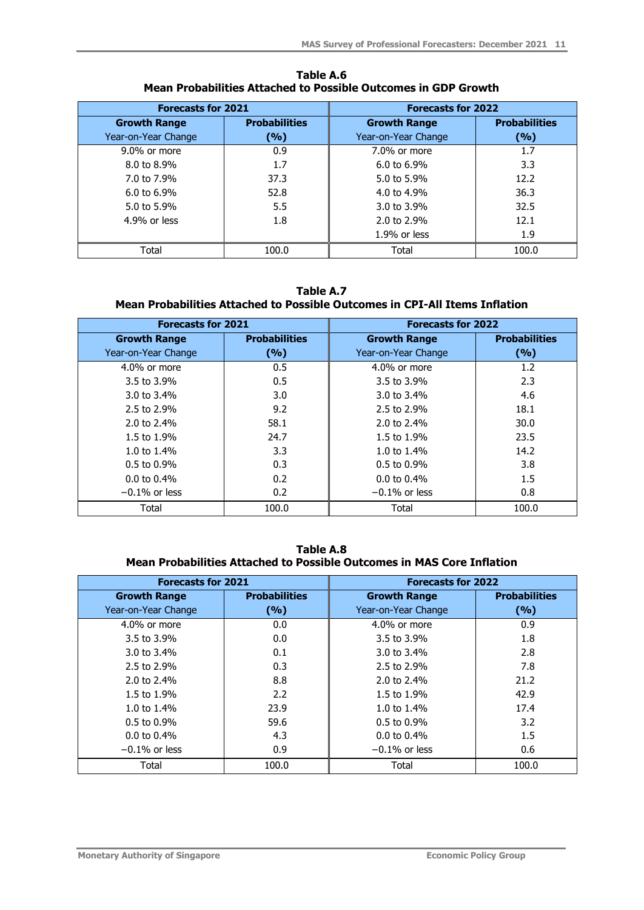**Table A.6**
**Mean Probabilities Attached to Possible Outcomes in GDP Growth**

| Forecasts for 2021 | | Forecasts for 2022 | |
|---|---|---|---|
| **Growth Range** Year-on-Year Change | **Probabilities (%)** | **Growth Range** Year-on-Year Change | **Probabilities (%)** |
| 9.0% or more | 0.9 | 7.0% or more | 1.7 |
| 8.0 to 8.9% | 1.7 | 6.0 to 6.9% | 3.3 |
| 7.0 to 7.9% | 37.3 | 5.0 to 5.9% | 12.2 |
| 6.0 to 6.9% | 52.8 | 4.0 to 4.9% | 36.3 |
| 5.0 to 5.9% | 5.5 | 3.0 to 3.9% | 32.5 |
| 4.9% or less | 1.8 | 2.0 to 2.9% | 12.1 |
| | | 1.9% or less | 1.9 |
| Total | 100.0 | Total | 100.0 |

**Table A.7**
**Mean Probabilities Attached to Possible Outcomes in CPI-All Items Inflation**

| Forecasts for 2021 | | Forecasts for 2022 | |
|---|---|---|---|
| **Growth Range** Year-on-Year Change | **Probabilities (%)** | **Growth Range** Year-on-Year Change | **Probabilities (%)** |
| 4.0% or more | 0.5 | 4.0% or more | 1.2 |
| 3.5 to 3.9% | 0.5 | 3.5 to 3.9% | 2.3 |
| 3.0 to 3.4% | 3.0 | 3.0 to 3.4% | 4.6 |
| 2.5 to 2.9% | 9.2 | 2.5 to 2.9% | 18.1 |
| 2.0 to 2.4% | 58.1 | 2.0 to 2.4% | 30.0 |
| 1.5 to 1.9% | 24.7 | 1.5 to 1.9% | 23.5 |
| 1.0 to 1.4% | 3.3 | 1.0 to 1.4% | 14.2 |
| 0.5 to 0.9% | 0.3 | 0.5 to 0.9% | 3.8 |
| 0.0 to 0.4% | 0.2 | 0.0 to 0.4% | 1.5 |
| −0.1% or less | 0.2 | −0.1% or less | 0.8 |
| Total | 100.0 | Total | 100.0 |

**Table A.8**
**Mean Probabilities Attached to Possible Outcomes in MAS Core Inflation**

| Forecasts for 2021 | | Forecasts for 2022 | |
|---|---|---|---|
| **Growth Range** Year-on-Year Change | **Probabilities (%)** | **Growth Range** Year-on-Year Change | **Probabilities (%)** |
| 4.0% or more | 0.0 | 4.0% or more | 0.9 |
| 3.5 to 3.9% | 0.0 | 3.5 to 3.9% | 1.8 |
| 3.0 to 3.4% | 0.1 | 3.0 to 3.4% | 2.8 |
| 2.5 to 2.9% | 0.3 | 2.5 to 2.9% | 7.8 |
| 2.0 to 2.4% | 8.8 | 2.0 to 2.4% | 21.2 |
| 1.5 to 1.9% | 2.2 | 1.5 to 1.9% | 42.9 |
| 1.0 to 1.4% | 23.9 | 1.0 to 1.4% | 17.4 |
| 0.5 to 0.9% | 59.6 | 0.5 to 0.9% | 3.2 |
| 0.0 to 0.4% | 4.3 | 0.0 to 0.4% | 1.5 |
| −0.1% or less | 0.9 | −0.1% or less | 0.6 |
| Total | 100.0 | Total | 100.0 |